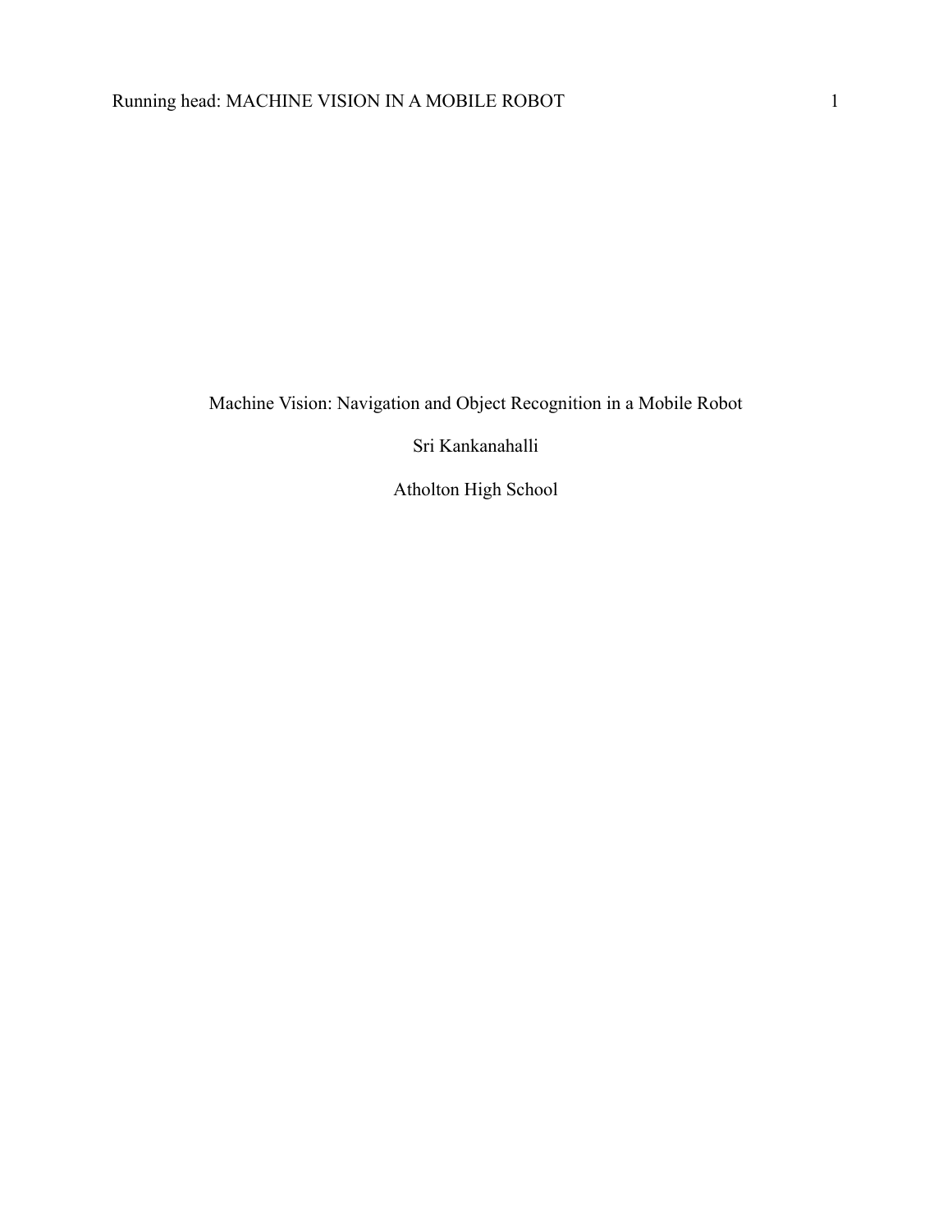# Machine Vision: Navigation and Object Recognition in a Mobile Robot

Sri Kankanahalli

Atholton High School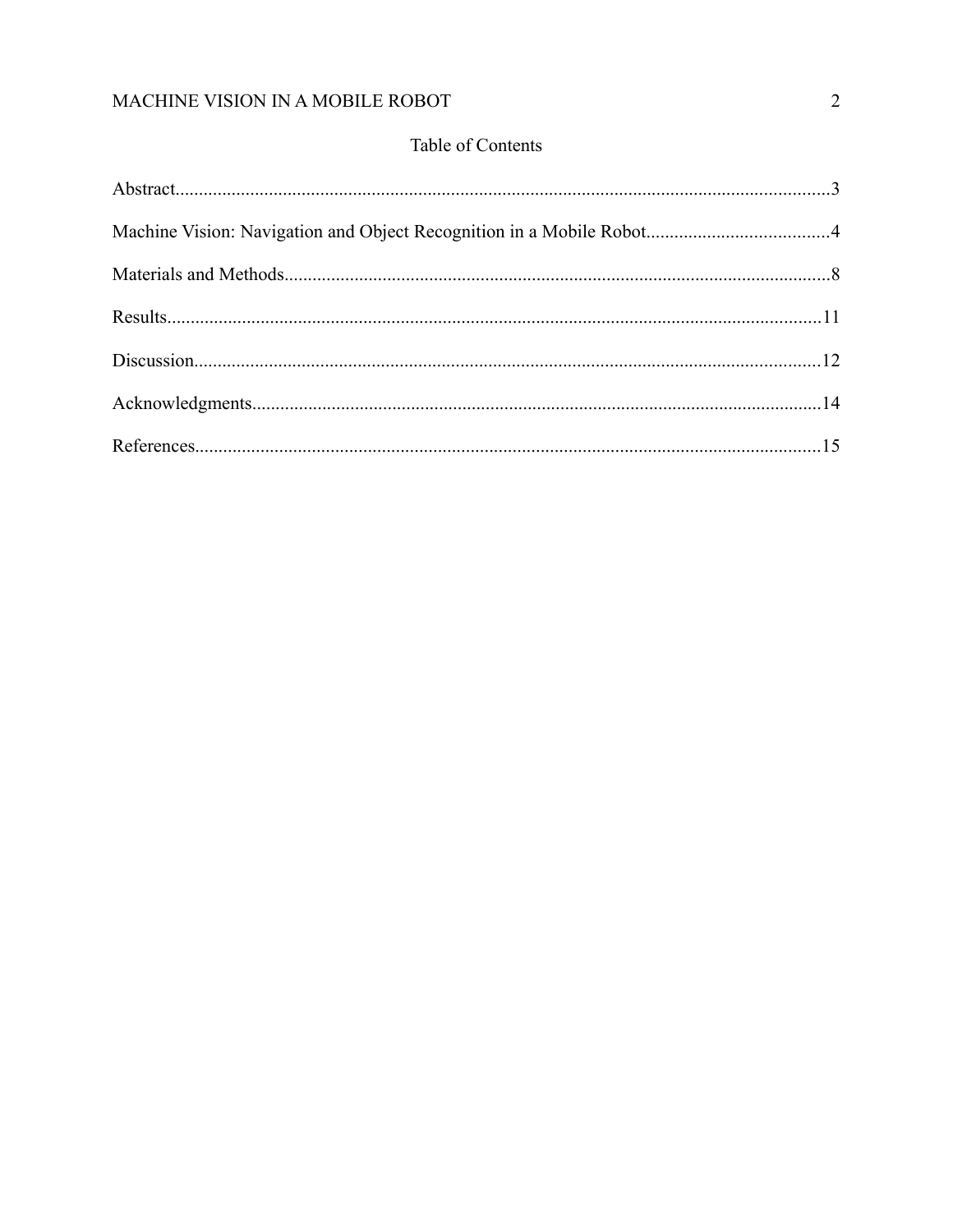# Table of Contents

Abstract....................................................................................................................................3

Machine Vision: Navigation and Object Recognition in a Mobile Robot.......................................4

Materials and Methods....................................................................................................................8

Results...........................................................................................................................................11

Discussion.....................................................................................................................................12

Acknowledgments.........................................................................................................................14

References.....................................................................................................................................15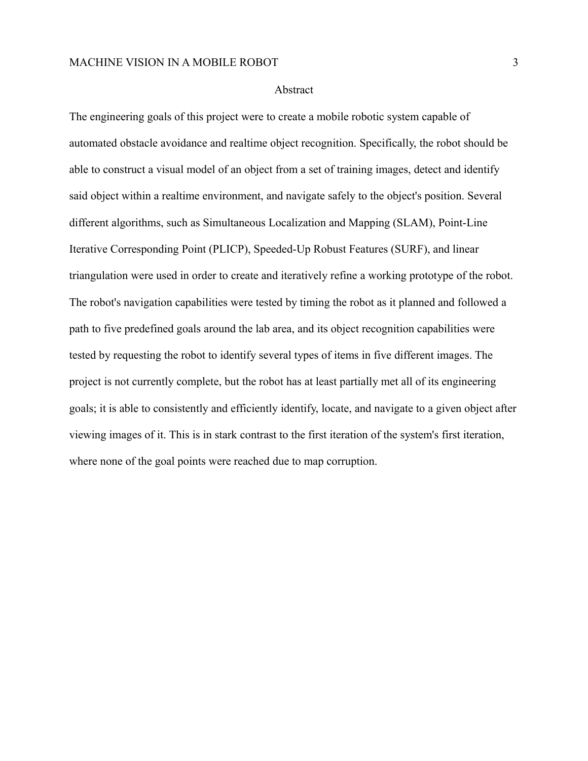# Abstract

The engineering goals of this project were to create a mobile robotic system capable of automated obstacle avoidance and realtime object recognition. Specifically, the robot should be able to construct a visual model of an object from a set of training images, detect and identify said object within a realtime environment, and navigate safely to the object's position. Several different algorithms, such as Simultaneous Localization and Mapping (SLAM), Point-Line Iterative Corresponding Point (PLICP), Speeded-Up Robust Features (SURF), and linear triangulation were used in order to create and iteratively refine a working prototype of the robot. The robot's navigation capabilities were tested by timing the robot as it planned and followed a path to five predefined goals around the lab area, and its object recognition capabilities were tested by requesting the robot to identify several types of items in five different images. The project is not currently complete, but the robot has at least partially met all of its engineering goals; it is able to consistently and efficiently identify, locate, and navigate to a given object after viewing images of it. This is in stark contrast to the first iteration of the system's first iteration, where none of the goal points were reached due to map corruption.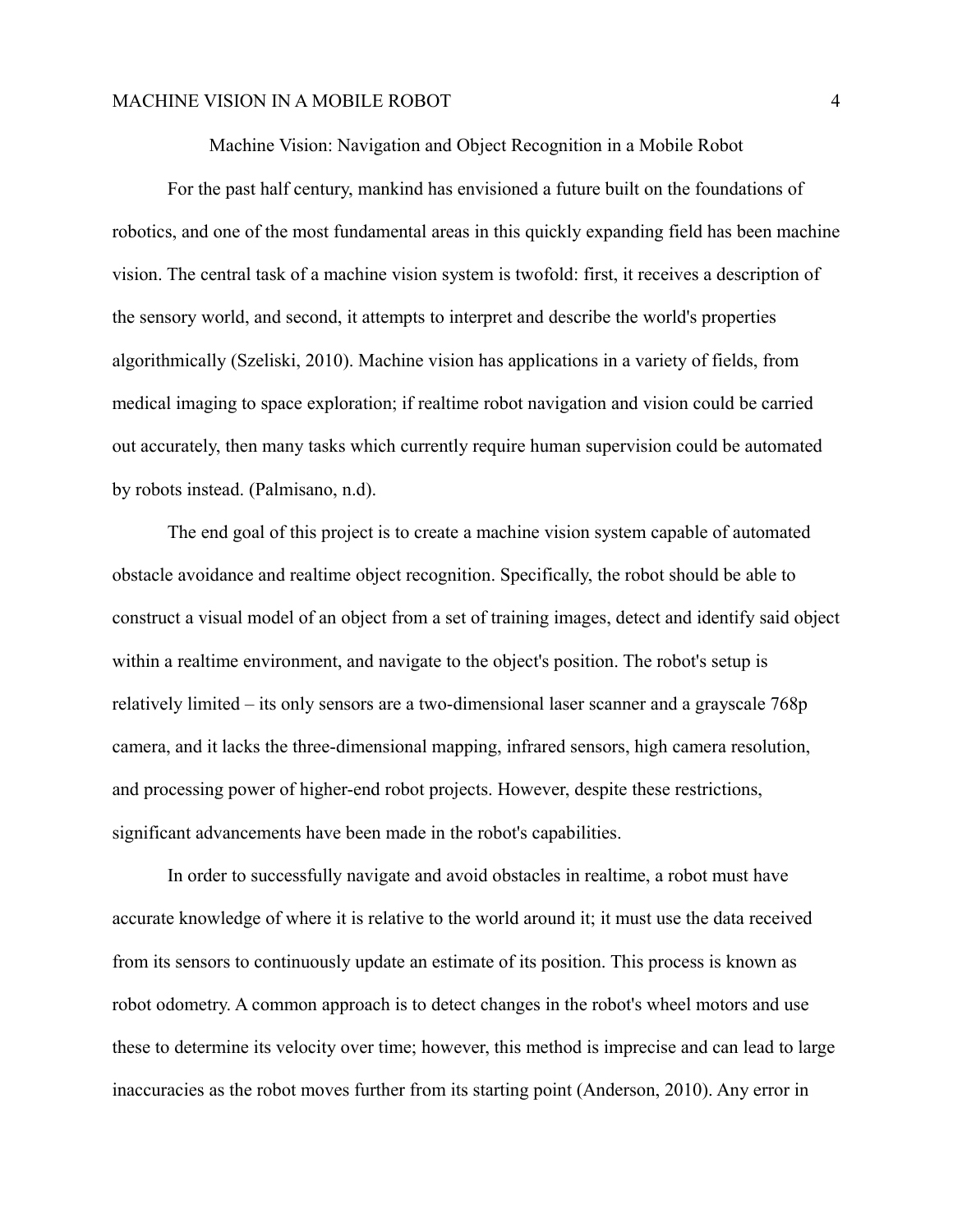# Machine Vision: Navigation and Object Recognition in a Mobile Robot

For the past half century, mankind has envisioned a future built on the foundations of robotics, and one of the most fundamental areas in this quickly expanding field has been machine vision. The central task of a machine vision system is twofold: first, it receives a description of the sensory world, and second, it attempts to interpret and describe the world's properties algorithmically (Szeliski, 2010). Machine vision has applications in a variety of fields, from medical imaging to space exploration; if realtime robot navigation and vision could be carried out accurately, then many tasks which currently require human supervision could be automated by robots instead. (Palmisano, n.d).

The end goal of this project is to create a machine vision system capable of automated obstacle avoidance and realtime object recognition. Specifically, the robot should be able to construct a visual model of an object from a set of training images, detect and identify said object within a realtime environment, and navigate to the object's position. The robot's setup is relatively limited – its only sensors are a two-dimensional laser scanner and a grayscale 768p camera, and it lacks the three-dimensional mapping, infrared sensors, high camera resolution, and processing power of higher-end robot projects. However, despite these restrictions, significant advancements have been made in the robot's capabilities.

In order to successfully navigate and avoid obstacles in realtime, a robot must have accurate knowledge of where it is relative to the world around it; it must use the data received from its sensors to continuously update an estimate of its position. This process is known as robot odometry. A common approach is to detect changes in the robot's wheel motors and use these to determine its velocity over time; however, this method is imprecise and can lead to large inaccuracies as the robot moves further from its starting point (Anderson, 2010). Any error in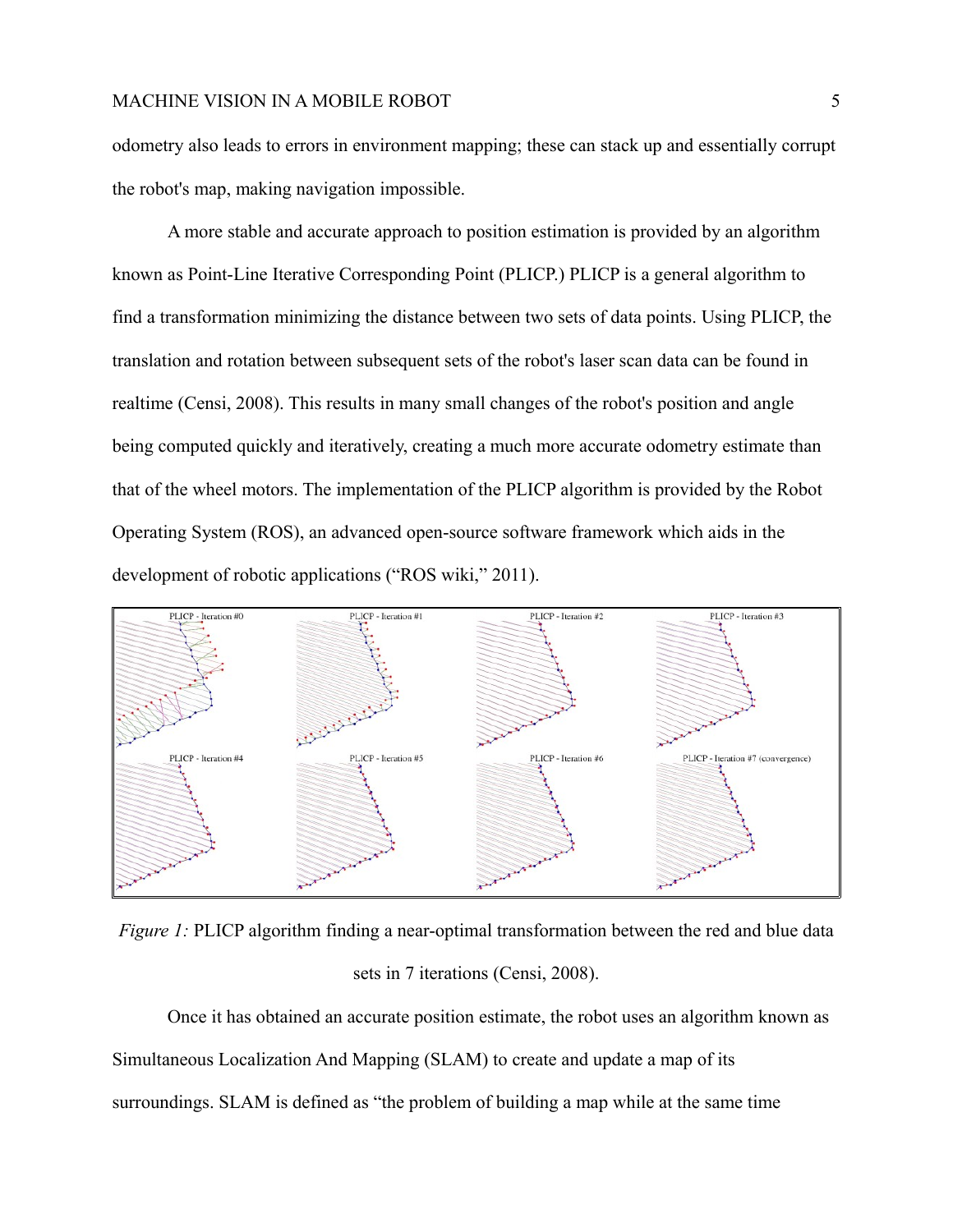odometry also leads to errors in environment mapping; these can stack up and essentially corrupt the robot's map, making navigation impossible.

A more stable and accurate approach to position estimation is provided by an algorithm known as Point-Line Iterative Corresponding Point (PLICP.) PLICP is a general algorithm to find a transformation minimizing the distance between two sets of data points. Using PLICP, the translation and rotation between subsequent sets of the robot's laser scan data can be found in realtime (Censi, 2008). This results in many small changes of the robot's position and angle being computed quickly and iteratively, creating a much more accurate odometry estimate than that of the wheel motors. The implementation of the PLICP algorithm is provided by the Robot Operating System (ROS), an advanced open-source software framework which aids in the development of robotic applications ("ROS wiki," 2011).

*Figure 1:* PLICP algorithm finding a near-optimal transformation between the red and blue data sets in 7 iterations (Censi, 2008).

Once it has obtained an accurate position estimate, the robot uses an algorithm known as Simultaneous Localization And Mapping (SLAM) to create and update a map of its surroundings. SLAM is defined as "the problem of building a map while at the same time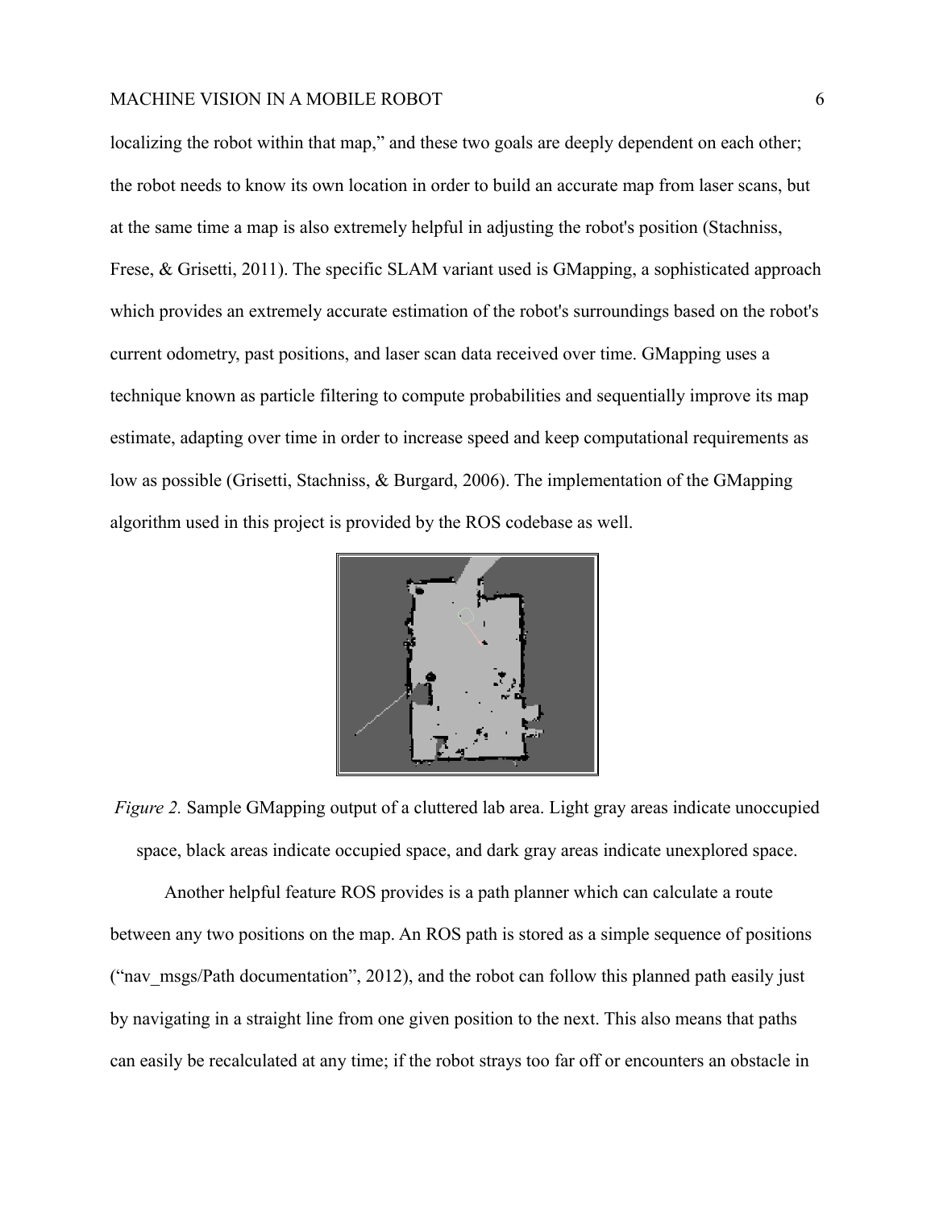localizing the robot within that map," and these two goals are deeply dependent on each other; the robot needs to know its own location in order to build an accurate map from laser scans, but at the same time a map is also extremely helpful in adjusting the robot's position (Stachniss, Frese, & Grisetti, 2011). The specific SLAM variant used is GMapping, a sophisticated approach which provides an extremely accurate estimation of the robot's surroundings based on the robot's current odometry, past positions, and laser scan data received over time. GMapping uses a technique known as particle filtering to compute probabilities and sequentially improve its map estimate, adapting over time in order to increase speed and keep computational requirements as low as possible (Grisetti, Stachniss, & Burgard, 2006). The implementation of the GMapping algorithm used in this project is provided by the ROS codebase as well.

*Figure 2.* Sample GMapping output of a cluttered lab area. Light gray areas indicate unoccupied space, black areas indicate occupied space, and dark gray areas indicate unexplored space.

Another helpful feature ROS provides is a path planner which can calculate a route between any two positions on the map. An ROS path is stored as a simple sequence of positions ("nav_msgs/Path documentation", 2012), and the robot can follow this planned path easily just by navigating in a straight line from one given position to the next. This also means that paths can easily be recalculated at any time; if the robot strays too far off or encounters an obstacle in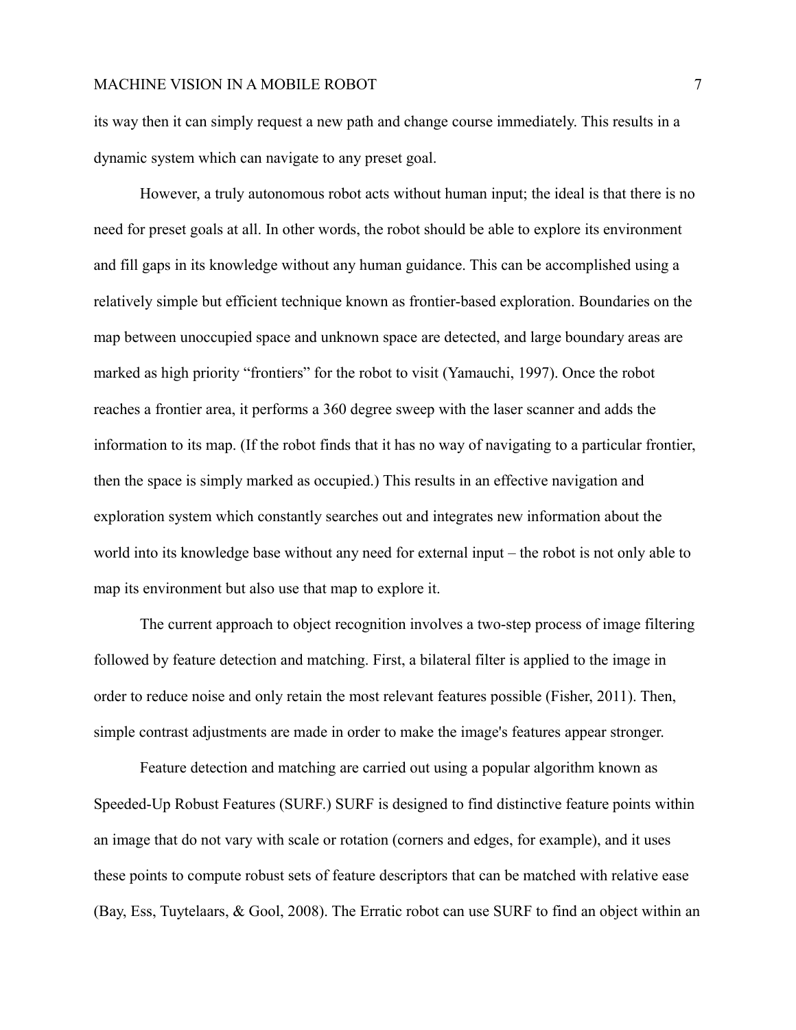its way then it can simply request a new path and change course immediately. This results in a dynamic system which can navigate to any preset goal.

However, a truly autonomous robot acts without human input; the ideal is that there is no need for preset goals at all. In other words, the robot should be able to explore its environment and fill gaps in its knowledge without any human guidance. This can be accomplished using a relatively simple but efficient technique known as frontier-based exploration. Boundaries on the map between unoccupied space and unknown space are detected, and large boundary areas are marked as high priority "frontiers" for the robot to visit (Yamauchi, 1997). Once the robot reaches a frontier area, it performs a 360 degree sweep with the laser scanner and adds the information to its map. (If the robot finds that it has no way of navigating to a particular frontier, then the space is simply marked as occupied.) This results in an effective navigation and exploration system which constantly searches out and integrates new information about the world into its knowledge base without any need for external input – the robot is not only able to map its environment but also use that map to explore it.

The current approach to object recognition involves a two-step process of image filtering followed by feature detection and matching. First, a bilateral filter is applied to the image in order to reduce noise and only retain the most relevant features possible (Fisher, 2011). Then, simple contrast adjustments are made in order to make the image's features appear stronger.

Feature detection and matching are carried out using a popular algorithm known as Speeded-Up Robust Features (SURF.) SURF is designed to find distinctive feature points within an image that do not vary with scale or rotation (corners and edges, for example), and it uses these points to compute robust sets of feature descriptors that can be matched with relative ease (Bay, Ess, Tuytelaars, & Gool, 2008). The Erratic robot can use SURF to find an object within an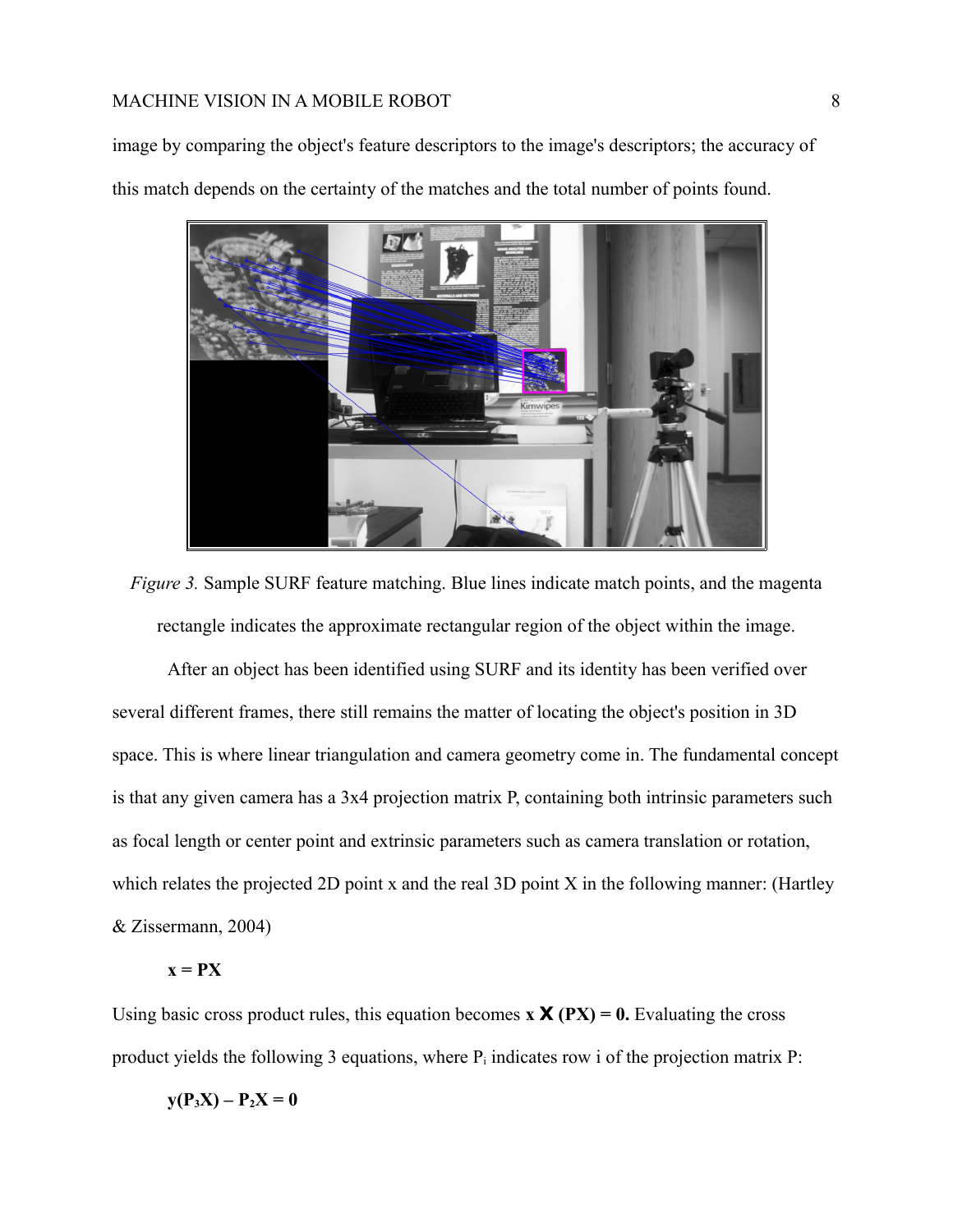image by comparing the object's feature descriptors to the image's descriptors; the accuracy of this match depends on the certainty of the matches and the total number of points found.

*Figure 3.* Sample SURF feature matching. Blue lines indicate match points, and the magenta rectangle indicates the approximate rectangular region of the object within the image.

After an object has been identified using SURF and its identity has been verified over several different frames, there still remains the matter of locating the object's position in 3D space. This is where linear triangulation and camera geometry come in. The fundamental concept is that any given camera has a 3x4 projection matrix P, containing both intrinsic parameters such as focal length or center point and extrinsic parameters such as camera translation or rotation, which relates the projected 2D point x and the real 3D point X in the following manner: (Hartley & Zissermann, 2004)

$$\mathbf{x} = \mathbf{P}\mathbf{X}$$

Using basic cross product rules, this equation becomes $\mathbf{x} \times (\mathbf{P}\mathbf{X}) = \mathbf{0}$. Evaluating the cross product yields the following 3 equations, where $P_i$ indicates row i of the projection matrix P:

$$\mathbf{y}(\mathbf{P}_3\mathbf{X}) - \mathbf{P}_2\mathbf{X} = \mathbf{0}$$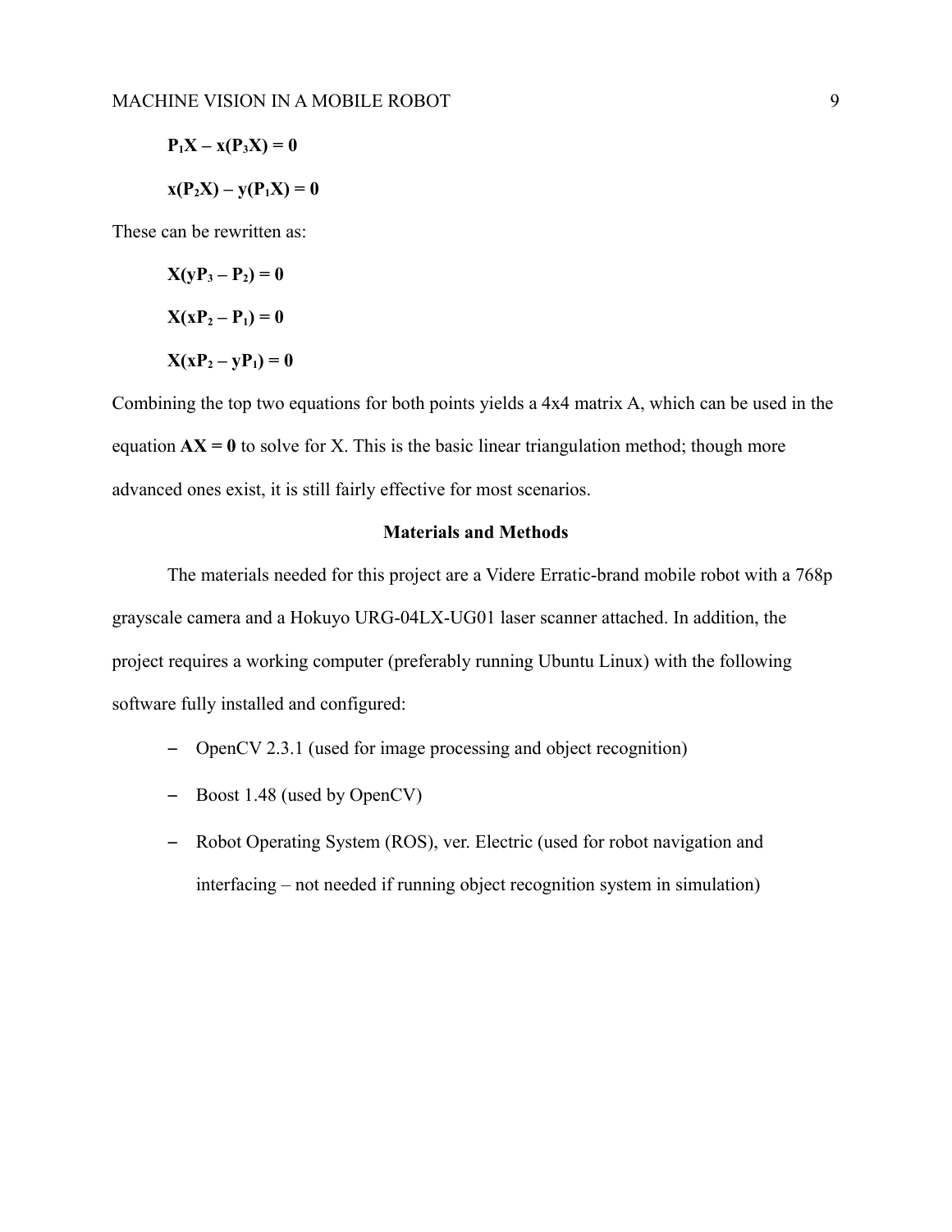$$\mathbf{P_1X - x(P_3X) = 0}$$

$$\mathbf{x(P_2X) - y(P_1X) = 0}$$

These can be rewritten as:

$$\mathbf{X(yP_3 - P_2) = 0}$$

$$\mathbf{X(xP_2 - P_1) = 0}$$

$$\mathbf{X(xP_2 - yP_1) = 0}$$

Combining the top two equations for both points yields a 4x4 matrix A, which can be used in the equation $\mathbf{AX = 0}$ to solve for X. This is the basic linear triangulation method; though more advanced ones exist, it is still fairly effective for most scenarios.

## Materials and Methods

The materials needed for this project are a Videre Erratic-brand mobile robot with a 768p grayscale camera and a Hokuyo URG-04LX-UG01 laser scanner attached. In addition, the project requires a working computer (preferably running Ubuntu Linux) with the following software fully installed and configured:

- OpenCV 2.3.1 (used for image processing and object recognition)
- Boost 1.48 (used by OpenCV)
- Robot Operating System (ROS), ver. Electric (used for robot navigation and interfacing – not needed if running object recognition system in simulation)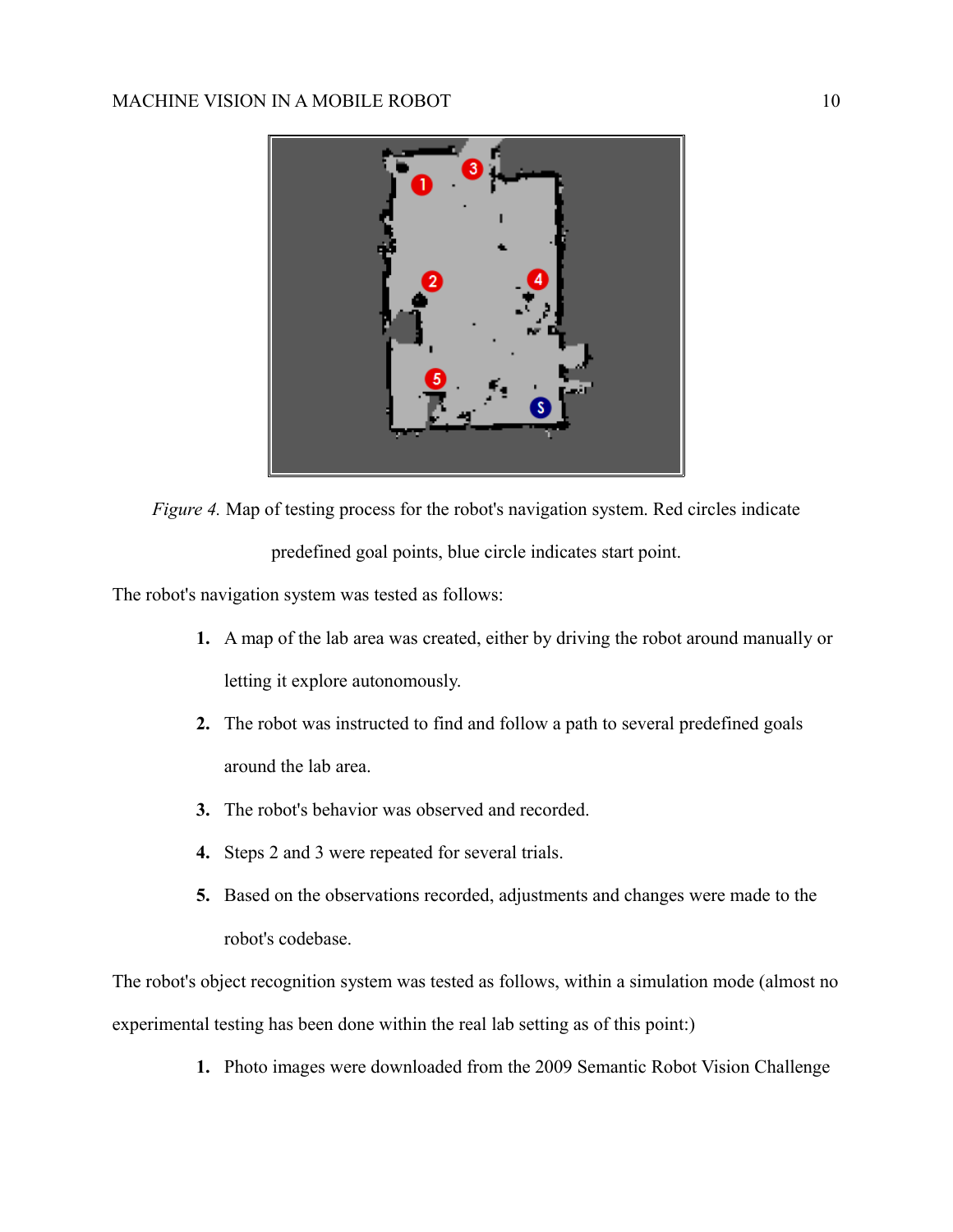*Figure 4.* Map of testing process for the robot's navigation system. Red circles indicate predefined goal points, blue circle indicates start point.

The robot's navigation system was tested as follows:

1. A map of the lab area was created, either by driving the robot around manually or letting it explore autonomously.
2. The robot was instructed to find and follow a path to several predefined goals around the lab area.
3. The robot's behavior was observed and recorded.
4. Steps 2 and 3 were repeated for several trials.
5. Based on the observations recorded, adjustments and changes were made to the robot's codebase.

The robot's object recognition system was tested as follows, within a simulation mode (almost no experimental testing has been done within the real lab setting as of this point:)

1. Photo images were downloaded from the 2009 Semantic Robot Vision Challenge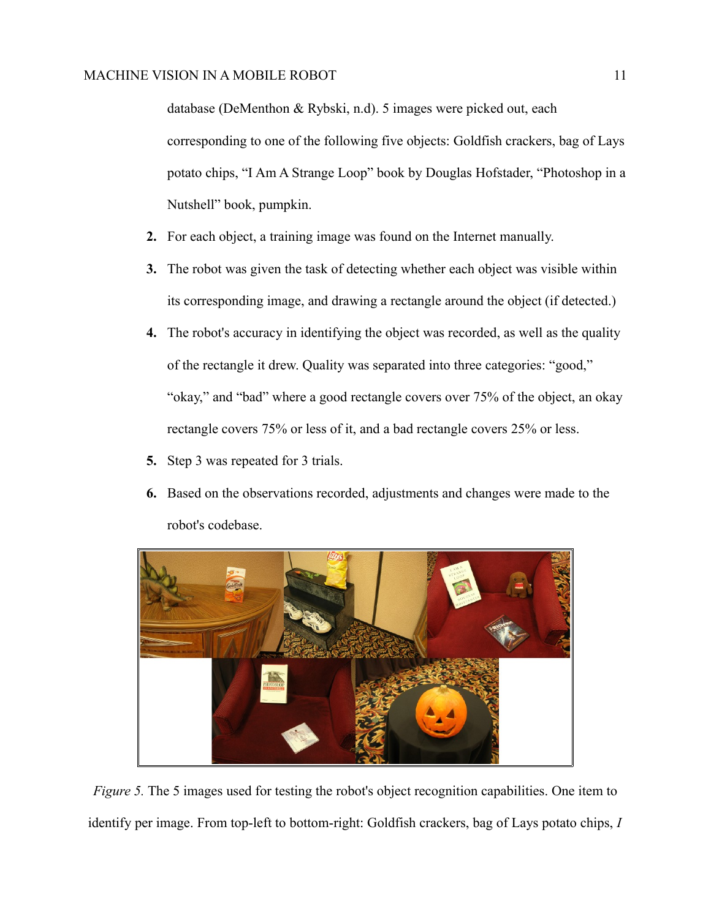database (DeMenthon & Rybski, n.d). 5 images were picked out, each corresponding to one of the following five objects: Goldfish crackers, bag of Lays potato chips, "I Am A Strange Loop" book by Douglas Hofstader, "Photoshop in a Nutshell" book, pumpkin.

2. For each object, a training image was found on the Internet manually.
3. The robot was given the task of detecting whether each object was visible within its corresponding image, and drawing a rectangle around the object (if detected.)
4. The robot's accuracy in identifying the object was recorded, as well as the quality of the rectangle it drew. Quality was separated into three categories: "good," "okay," and "bad" where a good rectangle covers over 75% of the object, an okay rectangle covers 75% or less of it, and a bad rectangle covers 25% or less.
5. Step 3 was repeated for 3 trials.
6. Based on the observations recorded, adjustments and changes were made to the robot's codebase.

*Figure 5.* The 5 images used for testing the robot's object recognition capabilities. One item to identify per image. From top-left to bottom-right: Goldfish crackers, bag of Lays potato chips, *I*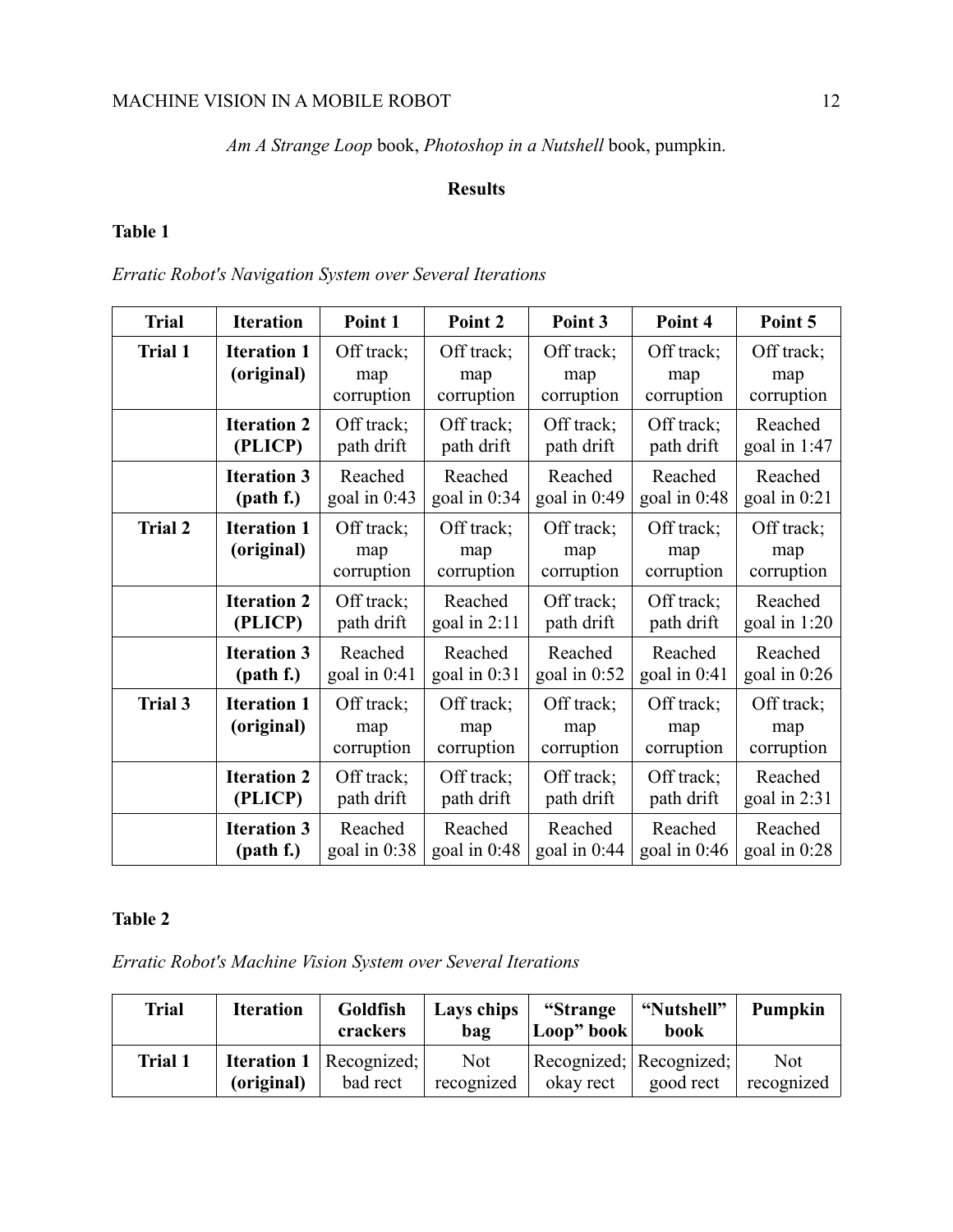*Am A Strange Loop* book, *Photoshop in a Nutshell* book, pumpkin.

## Results

**Table 1**

*Erratic Robot's Navigation System over Several Iterations*

| Trial | Iteration | Point 1 | Point 2 | Point 3 | Point 4 | Point 5 |
|---|---|---|---|---|---|---|
| **Trial 1** | **Iteration 1 (original)** | Off track; map corruption | Off track; map corruption | Off track; map corruption | Off track; map corruption | Off track; map corruption |
| | **Iteration 2 (PLICP)** | Off track; path drift | Off track; path drift | Off track; path drift | Off track; path drift | Reached goal in 1:47 |
| | **Iteration 3 (path f.)** | Reached goal in 0:43 | Reached goal in 0:34 | Reached goal in 0:49 | Reached goal in 0:48 | Reached goal in 0:21 |
| **Trial 2** | **Iteration 1 (original)** | Off track; map corruption | Off track; map corruption | Off track; map corruption | Off track; map corruption | Off track; map corruption |
| | **Iteration 2 (PLICP)** | Off track; path drift | Reached goal in 2:11 | Off track; path drift | Off track; path drift | Reached goal in 1:20 |
| | **Iteration 3 (path f.)** | Reached goal in 0:41 | Reached goal in 0:31 | Reached goal in 0:52 | Reached goal in 0:41 | Reached goal in 0:26 |
| **Trial 3** | **Iteration 1 (original)** | Off track; map corruption | Off track; map corruption | Off track; map corruption | Off track; map corruption | Off track; map corruption |
| | **Iteration 2 (PLICP)** | Off track; path drift | Off track; path drift | Off track; path drift | Off track; path drift | Reached goal in 2:31 |
| | **Iteration 3 (path f.)** | Reached goal in 0:38 | Reached goal in 0:48 | Reached goal in 0:44 | Reached goal in 0:46 | Reached goal in 0:28 |

**Table 2**

*Erratic Robot's Machine Vision System over Several Iterations*

| Trial | Iteration | Goldfish crackers | Lays chips bag | "Strange Loop" book | "Nutshell" book | Pumpkin |
|---|---|---|---|---|---|---|
| **Trial 1** | **Iteration 1 (original)** | Recognized; bad rect | Not recognized | Recognized; okay rect | Recognized; good rect | Not recognized |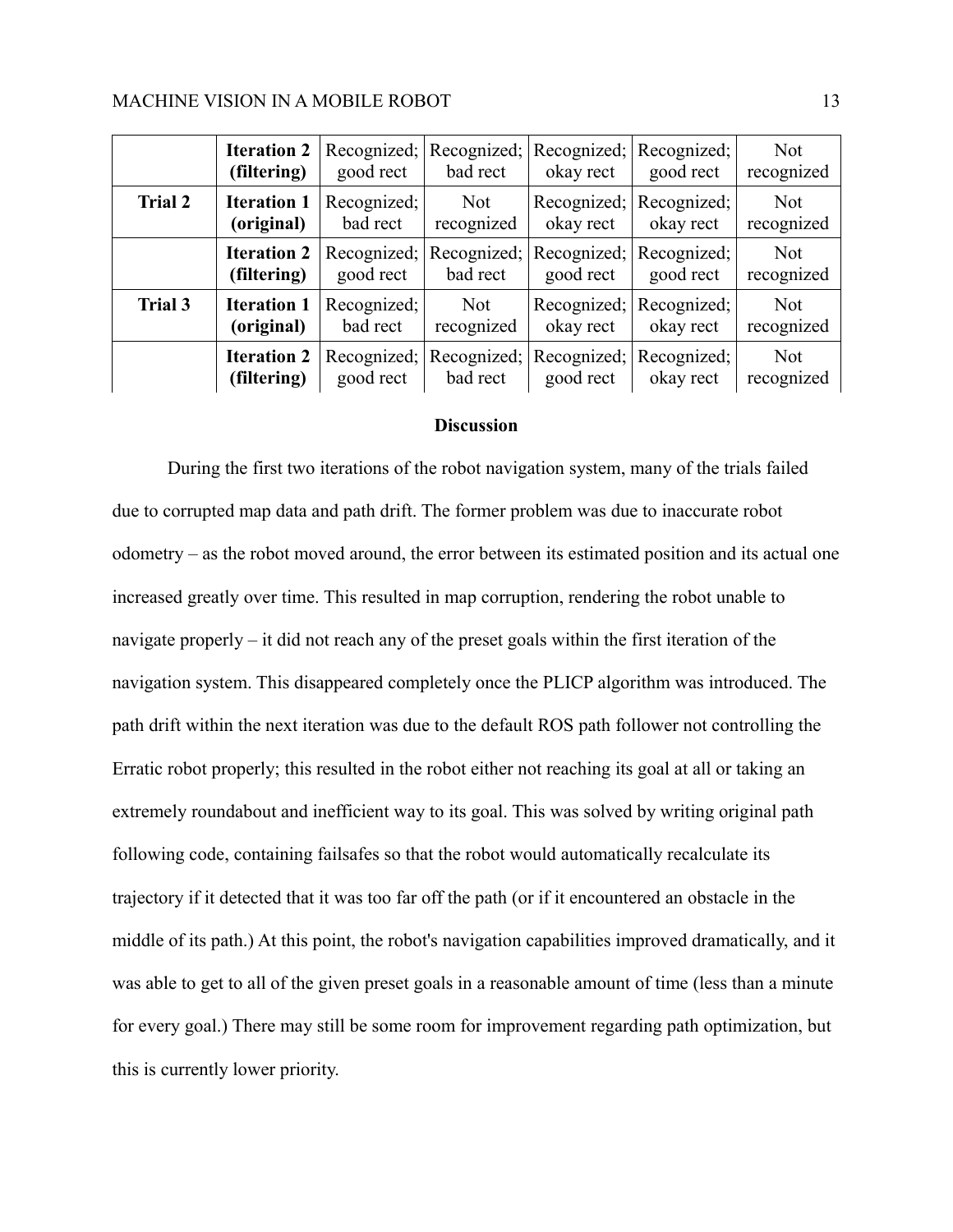| | | | | | | |
|---|---|---|---|---|---|---|
| | **Iteration 2 (filtering)** | Recognized; good rect | Recognized; bad rect | Recognized; okay rect | Recognized; good rect | Not recognized |
| **Trial 2** | **Iteration 1 (original)** | Recognized; bad rect | Not recognized | Recognized; okay rect | Recognized; okay rect | Not recognized |
| | **Iteration 2 (filtering)** | Recognized; good rect | Recognized; bad rect | Recognized; good rect | Recognized; good rect | Not recognized |
| **Trial 3** | **Iteration 1 (original)** | Recognized; bad rect | Not recognized | Recognized; okay rect | Recognized; okay rect | Not recognized |
| | **Iteration 2 (filtering)** | Recognized; good rect | Recognized; bad rect | Recognized; good rect | Recognized; okay rect | Not recognized |

## Discussion

During the first two iterations of the robot navigation system, many of the trials failed due to corrupted map data and path drift. The former problem was due to inaccurate robot odometry – as the robot moved around, the error between its estimated position and its actual one increased greatly over time. This resulted in map corruption, rendering the robot unable to navigate properly – it did not reach any of the preset goals within the first iteration of the navigation system. This disappeared completely once the PLICP algorithm was introduced. The path drift within the next iteration was due to the default ROS path follower not controlling the Erratic robot properly; this resulted in the robot either not reaching its goal at all or taking an extremely roundabout and inefficient way to its goal. This was solved by writing original path following code, containing failsafes so that the robot would automatically recalculate its trajectory if it detected that it was too far off the path (or if it encountered an obstacle in the middle of its path.) At this point, the robot's navigation capabilities improved dramatically, and it was able to get to all of the given preset goals in a reasonable amount of time (less than a minute for every goal.) There may still be some room for improvement regarding path optimization, but this is currently lower priority.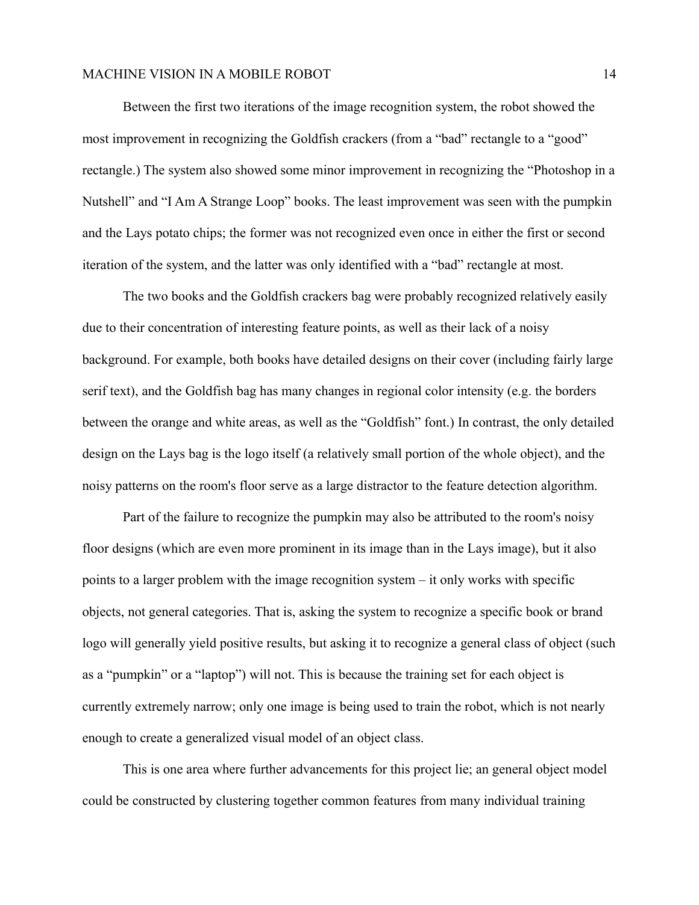Between the first two iterations of the image recognition system, the robot showed the most improvement in recognizing the Goldfish crackers (from a "bad" rectangle to a "good" rectangle.) The system also showed some minor improvement in recognizing the "Photoshop in a Nutshell" and "I Am A Strange Loop" books. The least improvement was seen with the pumpkin and the Lays potato chips; the former was not recognized even once in either the first or second iteration of the system, and the latter was only identified with a "bad" rectangle at most.

The two books and the Goldfish crackers bag were probably recognized relatively easily due to their concentration of interesting feature points, as well as their lack of a noisy background. For example, both books have detailed designs on their cover (including fairly large serif text), and the Goldfish bag has many changes in regional color intensity (e.g. the borders between the orange and white areas, as well as the "Goldfish" font.) In contrast, the only detailed design on the Lays bag is the logo itself (a relatively small portion of the whole object), and the noisy patterns on the room's floor serve as a large distractor to the feature detection algorithm.

Part of the failure to recognize the pumpkin may also be attributed to the room's noisy floor designs (which are even more prominent in its image than in the Lays image), but it also points to a larger problem with the image recognition system – it only works with specific objects, not general categories. That is, asking the system to recognize a specific book or brand logo will generally yield positive results, but asking it to recognize a general class of object (such as a "pumpkin" or a "laptop") will not. This is because the training set for each object is currently extremely narrow; only one image is being used to train the robot, which is not nearly enough to create a generalized visual model of an object class.

This is one area where further advancements for this project lie; an general object model could be constructed by clustering together common features from many individual training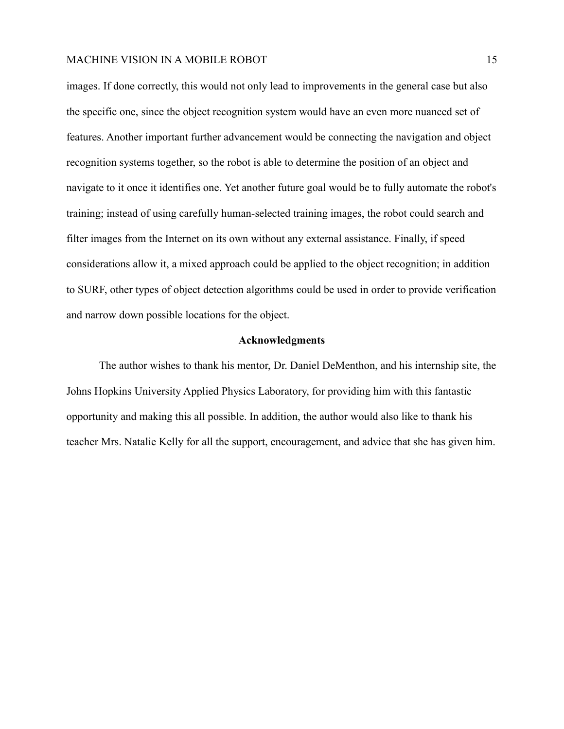images. If done correctly, this would not only lead to improvements in the general case but also the specific one, since the object recognition system would have an even more nuanced set of features. Another important further advancement would be connecting the navigation and object recognition systems together, so the robot is able to determine the position of an object and navigate to it once it identifies one. Yet another future goal would be to fully automate the robot's training; instead of using carefully human-selected training images, the robot could search and filter images from the Internet on its own without any external assistance. Finally, if speed considerations allow it, a mixed approach could be applied to the object recognition; in addition to SURF, other types of object detection algorithms could be used in order to provide verification and narrow down possible locations for the object.

## Acknowledgments

The author wishes to thank his mentor, Dr. Daniel DeMenthon, and his internship site, the Johns Hopkins University Applied Physics Laboratory, for providing him with this fantastic opportunity and making this all possible. In addition, the author would also like to thank his teacher Mrs. Natalie Kelly for all the support, encouragement, and advice that she has given him.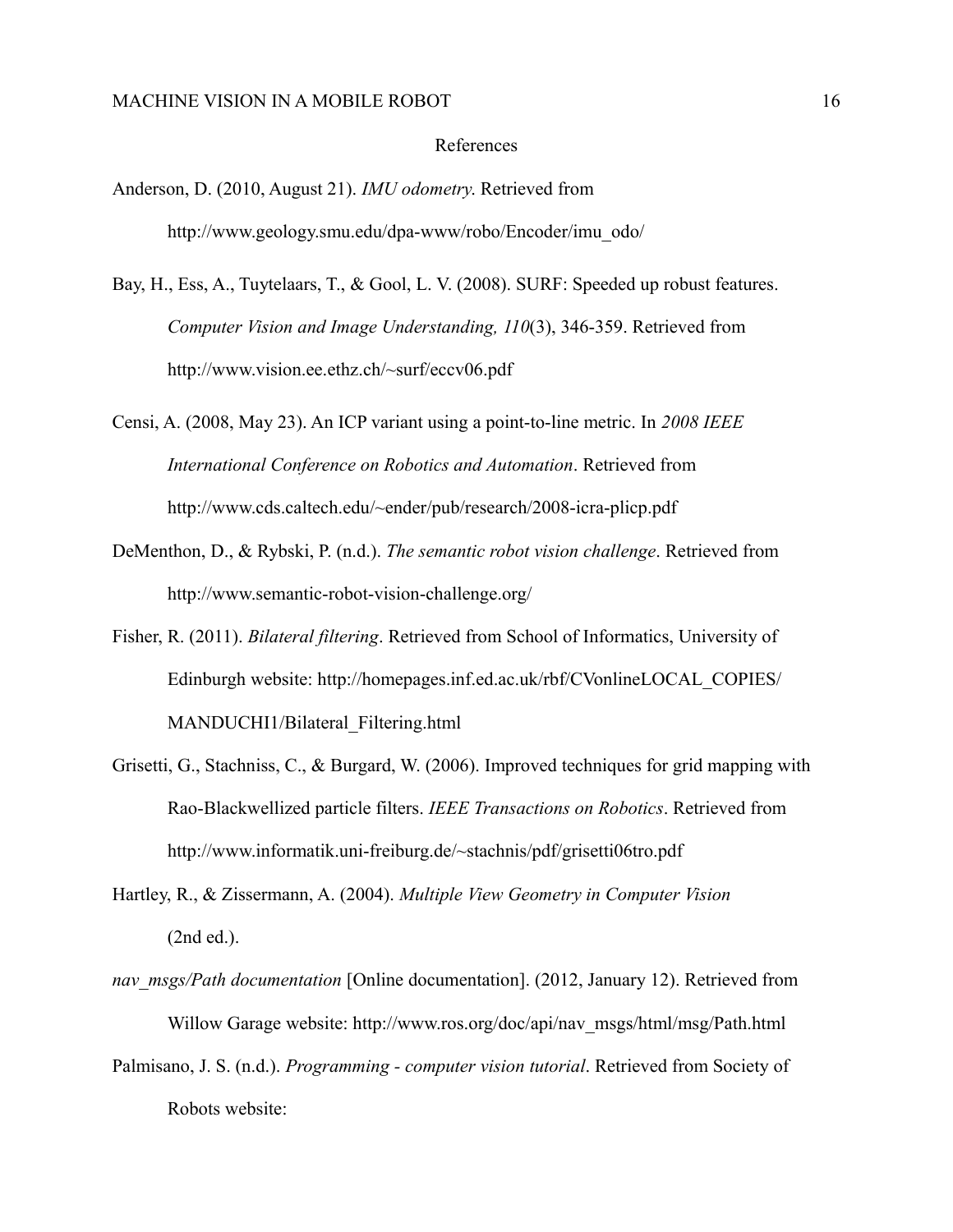# References

Anderson, D. (2010, August 21). *IMU odometry*. Retrieved from http://www.geology.smu.edu/dpa-www/robo/Encoder/imu_odo/

Bay, H., Ess, A., Tuytelaars, T., & Gool, L. V. (2008). SURF: Speeded up robust features. *Computer Vision and Image Understanding, 110*(3), 346-359. Retrieved from http://www.vision.ee.ethz.ch/~surf/eccv06.pdf

Censi, A. (2008, May 23). An ICP variant using a point-to-line metric. In *2008 IEEE International Conference on Robotics and Automation*. Retrieved from http://www.cds.caltech.edu/~ender/pub/research/2008-icra-plicp.pdf

DeMenthon, D., & Rybski, P. (n.d.). *The semantic robot vision challenge*. Retrieved from http://www.semantic-robot-vision-challenge.org/

Fisher, R. (2011). *Bilateral filtering*. Retrieved from School of Informatics, University of Edinburgh website: http://homepages.inf.ed.ac.uk/rbf/CVonlineLOCAL_COPIES/MANDUCHI1/Bilateral_Filtering.html

Grisetti, G., Stachniss, C., & Burgard, W. (2006). Improved techniques for grid mapping with Rao-Blackwellized particle filters. *IEEE Transactions on Robotics*. Retrieved from http://www.informatik.uni-freiburg.de/~stachnis/pdf/grisetti06tro.pdf

Hartley, R., & Zissermann, A. (2004). *Multiple View Geometry in Computer Vision* (2nd ed.).

*nav_msgs/Path documentation* [Online documentation]. (2012, January 12). Retrieved from Willow Garage website: http://www.ros.org/doc/api/nav_msgs/html/msg/Path.html

Palmisano, J. S. (n.d.). *Programming - computer vision tutorial*. Retrieved from Society of Robots website: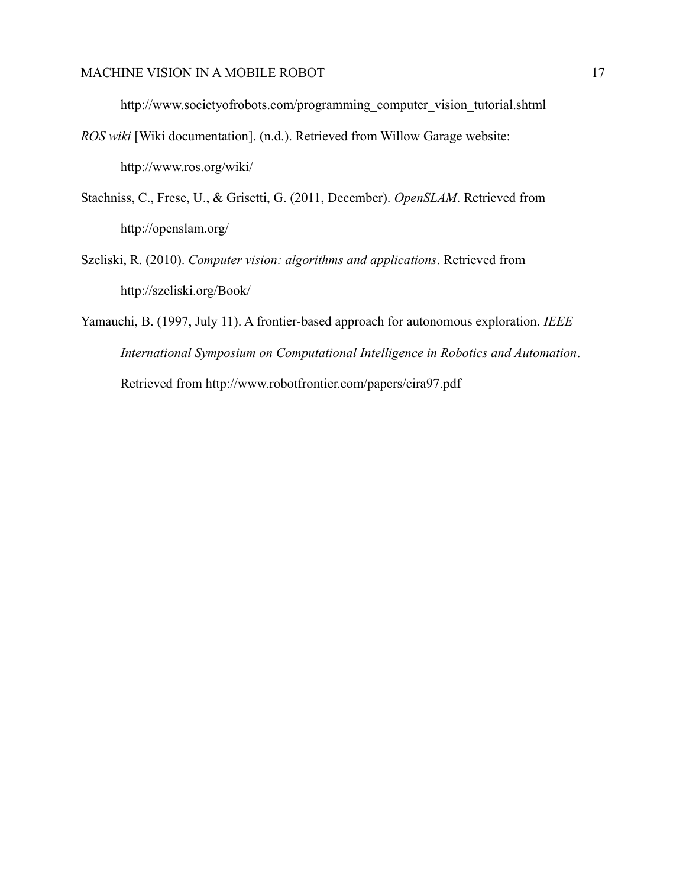http://www.societyofrobots.com/programming_computer_vision_tutorial.shtml

*ROS wiki* [Wiki documentation]. (n.d.). Retrieved from Willow Garage website: http://www.ros.org/wiki/

Stachniss, C., Frese, U., & Grisetti, G. (2011, December). *OpenSLAM*. Retrieved from http://openslam.org/

Szeliski, R. (2010). *Computer vision: algorithms and applications*. Retrieved from http://szeliski.org/Book/

Yamauchi, B. (1997, July 11). A frontier-based approach for autonomous exploration. *IEEE International Symposium on Computational Intelligence in Robotics and Automation*. Retrieved from http://www.robotfrontier.com/papers/cira97.pdf